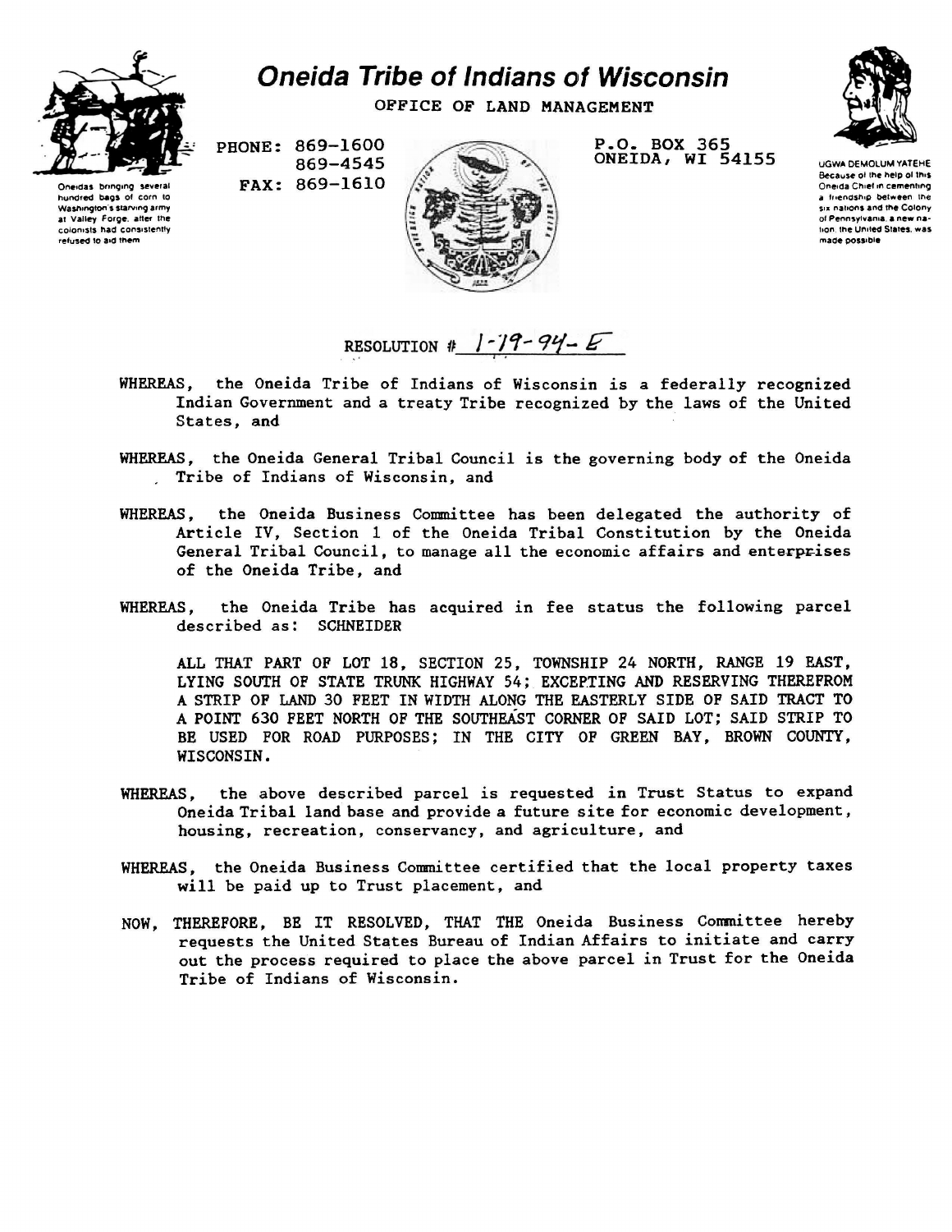# Oneida Tribe of Indians of Wisconsin

OFFICE OF LAND MANAGEMENT

Oneidas bringing several hundred bags of corn to Washington's starving army at Valley Forge, after the colonists had consistently refused to aid them

PHONE: 869-1600
869-4545
FAX: 869-1610

P.O. BOX 365
ONEIDA, WI 54155

UGWA DEMOLUM YATEHE
Because of the help of this Oneida Chief in cementing a friendship between the six nations and the Colony of Pennsylvania, a new nation, the United States, was made possible

RESOLUTION # 1-19-94-E

WHEREAS, the Oneida Tribe of Indians of Wisconsin is a federally recognized Indian Government and a treaty Tribe recognized by the laws of the United States, and

WHEREAS, the Oneida General Tribal Council is the governing body of the Oneida Tribe of Indians of Wisconsin, and

WHEREAS, the Oneida Business Committee has been delegated the authority of Article IV, Section 1 of the Oneida Tribal Constitution by the Oneida General Tribal Council, to manage all the economic affairs and enterprises of the Oneida Tribe, and

WHEREAS, the Oneida Tribe has acquired in fee status the following parcel described as: SCHNEIDER

ALL THAT PART OF LOT 18, SECTION 25, TOWNSHIP 24 NORTH, RANGE 19 EAST, LYING SOUTH OF STATE TRUNK HIGHWAY 54; EXCEPTING AND RESERVING THEREFROM A STRIP OF LAND 30 FEET IN WIDTH ALONG THE EASTERLY SIDE OF SAID TRACT TO A POINT 630 FEET NORTH OF THE SOUTHEAST CORNER OF SAID LOT; SAID STRIP TO BE USED FOR ROAD PURPOSES; IN THE CITY OF GREEN BAY, BROWN COUNTY, WISCONSIN.

WHEREAS, the above described parcel is requested in Trust Status to expand Oneida Tribal land base and provide a future site for economic development, housing, recreation, conservancy, and agriculture, and

WHEREAS, the Oneida Business Committee certified that the local property taxes will be paid up to Trust placement, and

NOW, THEREFORE, BE IT RESOLVED, THAT THE Oneida Business Committee hereby requests the United States Bureau of Indian Affairs to initiate and carry out the process required to place the above parcel in Trust for the Oneida Tribe of Indians of Wisconsin.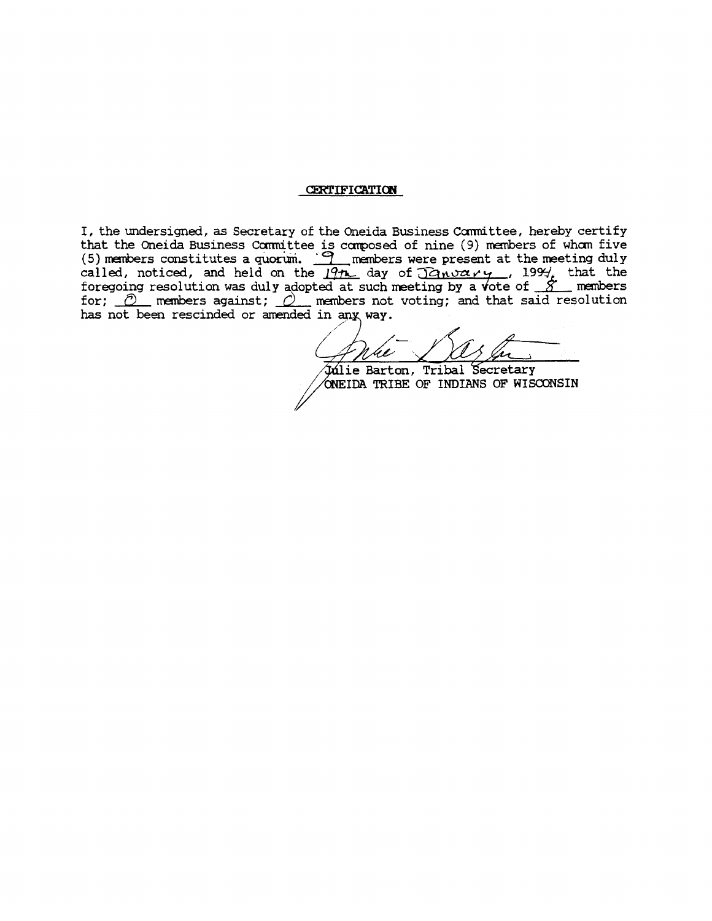## CERTIFICATION

I, the undersigned, as Secretary of the Oneida Business Committee, hereby certify that the Oneida Business Committee is composed of nine (9) members of whom five (5) members constitutes a quorum. 9 members were present at the meeting duly called, noticed, and held on the 19th day of January, 1994, that the foregoing resolution was duly adopted at such meeting by a vote of 8 members for; 0 members against; 0 members not voting; and that said resolution has not been rescinded or amended in any way.

Julie Barton, Tribal Secretary
ONEIDA TRIBE OF INDIANS OF WISCONSIN